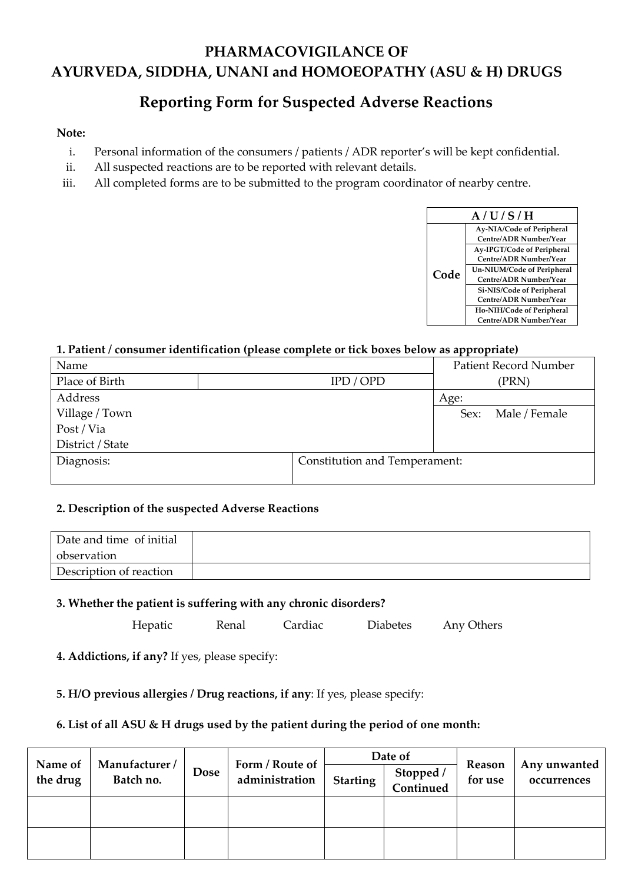# PHARMACOVIGILANCE OF AYURVEDA, SIDDHA, UNANI and HOMOEOPATHY (ASU & H) DRUGS

## Reporting Form for Suspected Adverse Reactions

**Note:**

i. Personal information of the consumers / patients / ADR reporter's will be kept confidential.
ii. All suspected reactions are to be reported with relevant details.
iii. All completed forms are to be submitted to the program coordinator of nearby centre.

| A / U / S / H | |
|---|---|
| Code | Ay-NIA/Code of Peripheral Centre/ADR Number/Year |
| | Ay-IPGT/Code of Peripheral Centre/ADR Number/Year |
| | Un-NIUM/Code of Peripheral Centre/ADR Number/Year |
| | Si-NIS/Code of Peripheral Centre/ADR Number/Year |
| | Ho-NIH/Code of Peripheral Centre/ADR Number/Year |

**1. Patient / consumer identification (please complete or tick boxes below as appropriate)**

| Name | | Patient Record Number (PRN) |
|---|---|---|
| Place of Birth | IPD / OPD | |
| Address<br>Village / Town<br>Post / Via<br>District / State | | Age:<br>Sex: Male / Female |
| Diagnosis: | Constitution and Temperament: | |

**2. Description of the suspected Adverse Reactions**

| Date and time of initial observation | |
|---|---|
| Description of reaction | |

**3. Whether the patient is suffering with any chronic disorders?**

Hepatic Renal Cardiac Diabetes Any Others

**4. Addictions, if any?** If yes, please specify:

**5. H/O previous allergies / Drug reactions, if any**: If yes, please specify:

**6. List of all ASU & H drugs used by the patient during the period of one month:**

| Name of the drug | Manufacturer / Batch no. | Dose | Form / Route of administration | Date of | | Reason for use | Any unwanted occurrences |
|---|---|---|---|---|---|---|---|
| | | | | Starting | Stopped / Continued | | |
| | | | | | | | |
| | | | | | | | |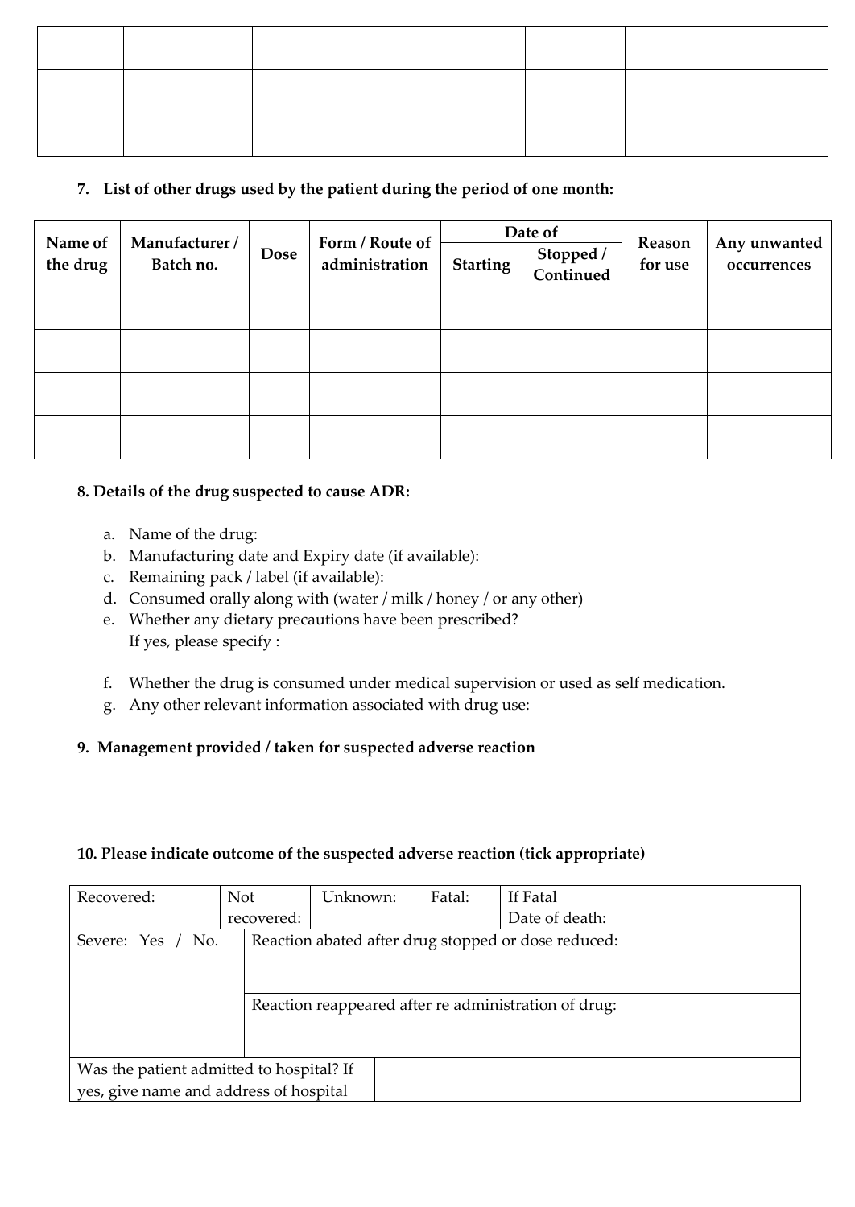| | | | | | | | |
|---|---|---|---|---|---|---|---|
| | | | | | | | |
| | | | | | | | |
| | | | | | | | |

7. **List of other drugs used by the patient during the period of one month:**

| Name of the drug | Manufacturer / Batch no. | Dose | Form / Route of administration | Date of | | Reason for use | Any unwanted occurrences |
|---|---|---|---|---|---|---|---|
| | | | | Starting | Stopped / Continued | | |
| | | | | | | | |
| | | | | | | | |
| | | | | | | | |
| | | | | | | | |

**8. Details of the drug suspected to cause ADR:**

a. Name of the drug:
b. Manufacturing date and Expiry date (if available):
c. Remaining pack / label (if available):
d. Consumed orally along with (water / milk / honey / or any other)
e. Whether any dietary precautions have been prescribed?
   If yes, please specify :
f. Whether the drug is consumed under medical supervision or used as self medication.
g. Any other relevant information associated with drug use:

**9. Management provided / taken for suspected adverse reaction**

**10. Please indicate outcome of the suspected adverse reaction (tick appropriate)**

| Recovered: | Not recovered: | Unknown: | Fatal: | If Fatal Date of death: |
|---|---|---|---|---|
| Severe: Yes / No. | Reaction abated after drug stopped or dose reduced: | | | |
| | Reaction reappeared after re administration of drug: | | | |
| Was the patient admitted to hospital? If yes, give name and address of hospital | | | | |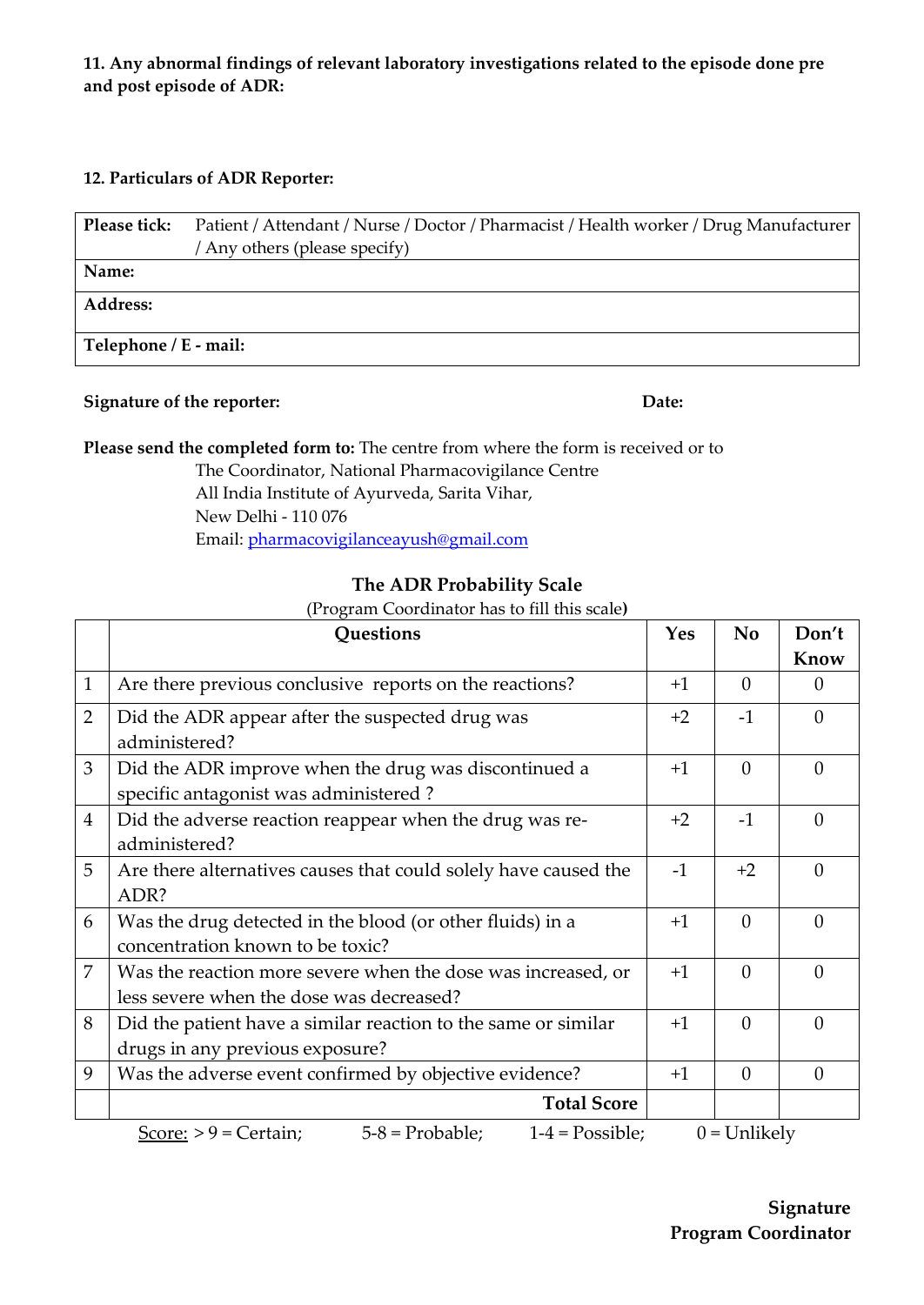**11. Any abnormal findings of relevant laboratory investigations related to the episode done pre and post episode of ADR:**

**12. Particulars of ADR Reporter:**

| | |
|---|---|
| **Please tick:** | Patient / Attendant / Nurse / Doctor / Pharmacist / Health worker / Drug Manufacturer / Any others (please specify) |
| **Name:** | |
| **Address:** | |
| **Telephone / E - mail:** | |

**Signature of the reporter:** **Date:**

**Please send the completed form to:** The centre from where the form is received or to
The Coordinator, National Pharmacovigilance Centre
All India Institute of Ayurveda, Sarita Vihar,
New Delhi - 110 076
Email: pharmacovigilanceayush@gmail.com

**The ADR Probability Scale**

(Program Coordinator has to fill this scale**)**

| | Questions | Yes | No | Don't Know |
|---|---|---|---|---|
| 1 | Are there previous conclusive reports on the reactions? | +1 | 0 | 0 |
| 2 | Did the ADR appear after the suspected drug was administered? | +2 | -1 | 0 |
| 3 | Did the ADR improve when the drug was discontinued a specific antagonist was administered ? | +1 | 0 | 0 |
| 4 | Did the adverse reaction reappear when the drug was re-administered? | +2 | -1 | 0 |
| 5 | Are there alternatives causes that could solely have caused the ADR? | -1 | +2 | 0 |
| 6 | Was the drug detected in the blood (or other fluids) in a concentration known to be toxic? | +1 | 0 | 0 |
| 7 | Was the reaction more severe when the dose was increased, or less severe when the dose was decreased? | +1 | 0 | 0 |
| 8 | Did the patient have a similar reaction to the same or similar drugs in any previous exposure? | +1 | 0 | 0 |
| 9 | Was the adverse event confirmed by objective evidence? | +1 | 0 | 0 |
| | **Total Score** | | | |

Score: > 9 = Certain; 5-8 = Probable; 1-4 = Possible; 0 = Unlikely

**Signature**
**Program Coordinator**